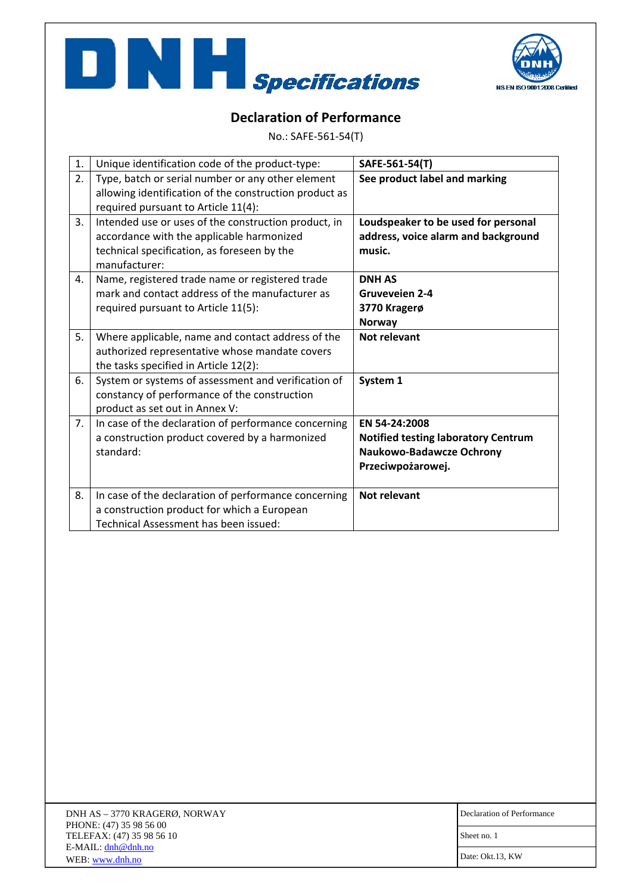# DNH Specifications

NS-EN ISO 9001:2008 Certified

## Declaration of Performance

No.: SAFE-561-54(T)

| | | |
|---|---|---|
| 1. | Unique identification code of the product-type: | **SAFE-561-54(T)** |
| 2. | Type, batch or serial number or any other element allowing identification of the construction product as required pursuant to Article 11(4): | **See product label and marking** |
| 3. | Intended use or uses of the construction product, in accordance with the applicable harmonized technical specification, as foreseen by the manufacturer: | **Loudspeaker to be used for personal address, voice alarm and background music.** |
| 4. | Name, registered trade name or registered trade mark and contact address of the manufacturer as required pursuant to Article 11(5): | **DNH AS**<br>**Gruveveien 2-4**<br>**3770 Kragerø**<br>**Norway** |
| 5. | Where applicable, name and contact address of the authorized representative whose mandate covers the tasks specified in Article 12(2): | **Not relevant** |
| 6. | System or systems of assessment and verification of constancy of performance of the construction product as set out in Annex V: | **System 1** |
| 7. | In case of the declaration of performance concerning a construction product covered by a harmonized standard: | **EN 54-24:2008**<br>**Notified testing laboratory Centrum Naukowo-Badawcze Ochrony Przeciwpożarowej.** |
| 8. | In case of the declaration of performance concerning a construction product for which a European Technical Assessment has been issued: | **Not relevant** |

DNH AS – 3770 KRAGERØ, NORWAY
PHONE: (47) 35 98 56 00
TELEFAX: (47) 35 98 56 10
E-MAIL: dnh@dnh.no
WEB: www.dnh.no

| |
|---|
| Declaration of Performance |
| Sheet no. 1 |
| Date: Okt.13, KW |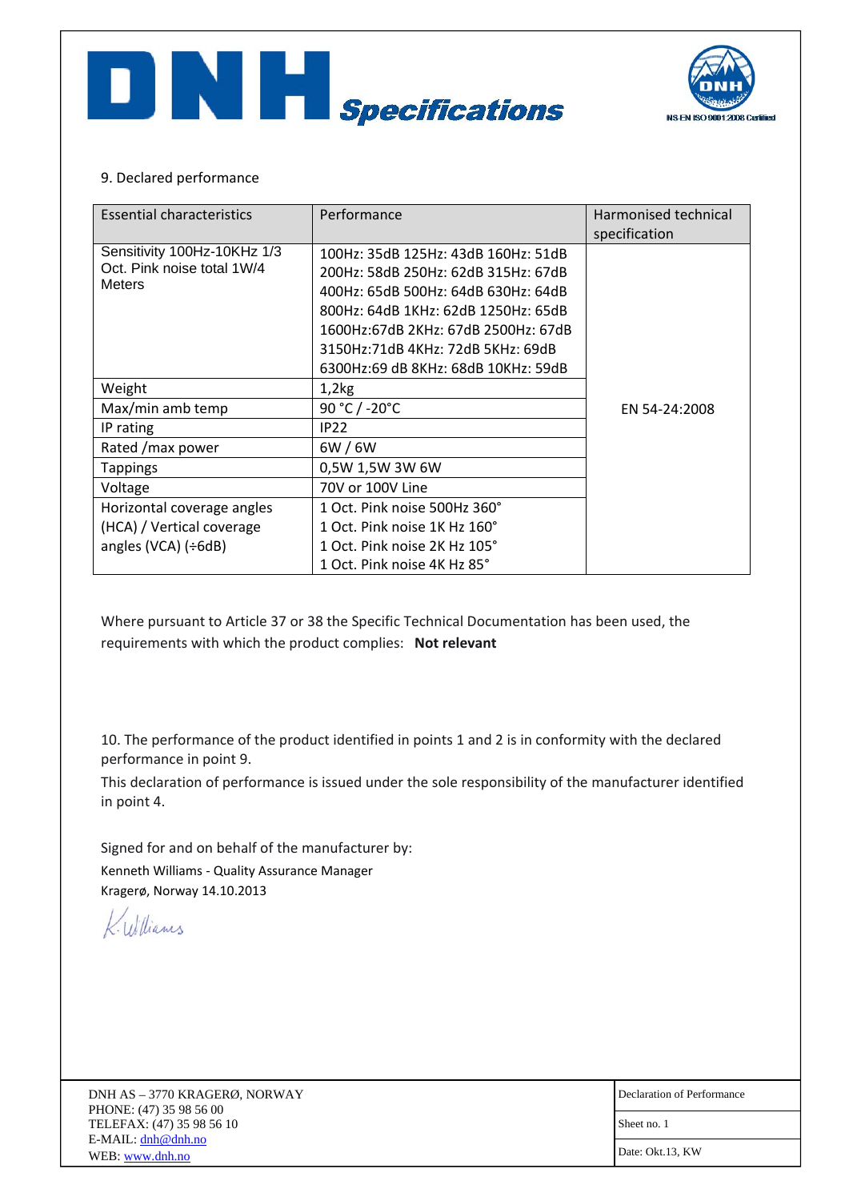9. Declared performance

| Essential characteristics | Performance | Harmonised technical specification |
|---|---|---|
| Sensitivity 100Hz-10KHz 1/3 Oct. Pink noise total 1W/4 Meters | 100Hz: 35dB 125Hz: 43dB 160Hz: 51dB 200Hz: 58dB 250Hz: 62dB 315Hz: 67dB 400Hz: 65dB 500Hz: 64dB 630Hz: 64dB 800Hz: 64dB 1KHz: 62dB 1250Hz: 65dB 1600Hz:67dB 2KHz: 67dB 2500Hz: 67dB 3150Hz:71dB 4KHz: 72dB 5KHz: 69dB 6300Hz:69 dB 8KHz: 68dB 10KHz: 59dB | EN 54-24:2008 |
| Weight | 1,2kg | |
| Max/min amb temp | 90 °C / -20°C | |
| IP rating | IP22 | |
| Rated /max power | 6W / 6W | |
| Tappings | 0,5W 1,5W 3W 6W | |
| Voltage | 70V or 100V Line | |
| Horizontal coverage angles (HCA) / Vertical coverage angles (VCA) (÷6dB) | 1 Oct. Pink noise 500Hz 360° 1 Oct. Pink noise 1K Hz 160° 1 Oct. Pink noise 2K Hz 105° 1 Oct. Pink noise 4K Hz 85° | |

Where pursuant to Article 37 or 38 the Specific Technical Documentation has been used, the requirements with which the product complies: **Not relevant**

10. The performance of the product identified in points 1 and 2 is in conformity with the declared performance in point 9.

This declaration of performance is issued under the sole responsibility of the manufacturer identified in point 4.

Signed for and on behalf of the manufacturer by:

Kenneth Williams - Quality Assurance Manager

Kragerø, Norway 14.10.2013

K. Williams